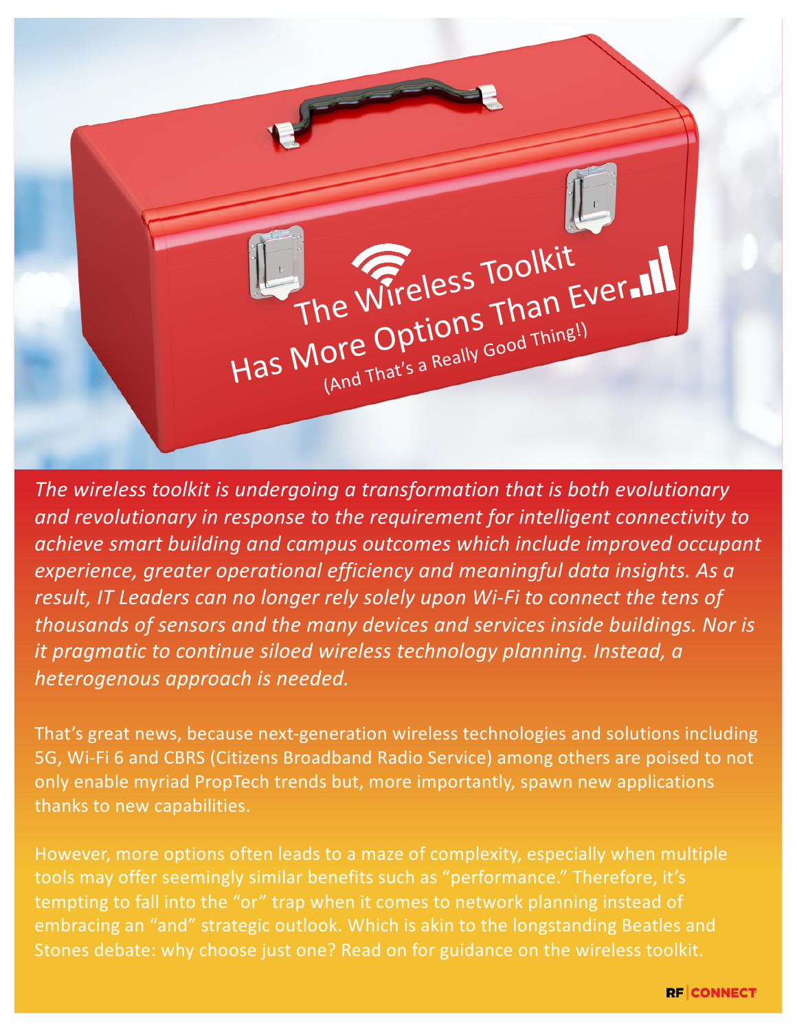# The Wireless Toolkit Has More Options Than Ever

## (And That's a Really Good Thing!)

*The wireless toolkit is undergoing a transformation that is both evolutionary and revolutionary in response to the requirement for intelligent connectivity to achieve smart building and campus outcomes which include improved occupant experience, greater operational efficiency and meaningful data insights. As a result, IT Leaders can no longer rely solely upon Wi-Fi to connect the tens of thousands of sensors and the many devices and services inside buildings. Nor is it pragmatic to continue siloed wireless technology planning. Instead, a heterogenous approach is needed.*

That's great news, because next-generation wireless technologies and solutions including 5G, Wi-Fi 6 and CBRS (Citizens Broadband Radio Service) among others are poised to not only enable myriad PropTech trends but, more importantly, spawn new applications thanks to new capabilities.

However, more options often leads to a maze of complexity, especially when multiple tools may offer seemingly similar benefits such as "performance." Therefore, it's tempting to fall into the "or" trap when it comes to network planning instead of embracing an "and" strategic outlook. Which is akin to the longstanding Beatles and Stones debate: why choose just one? Read on for guidance on the wireless toolkit.

RF | CONNECT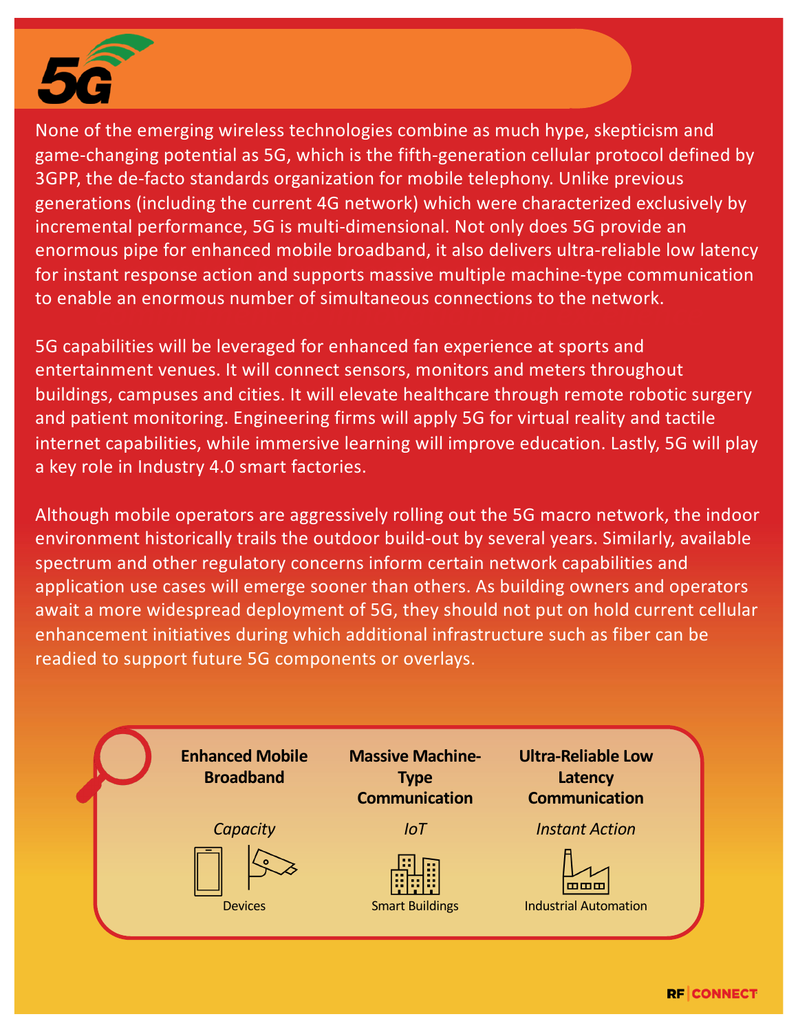# 5G

None of the emerging wireless technologies combine as much hype, skepticism and game-changing potential as 5G, which is the fifth-generation cellular protocol defined by 3GPP, the de-facto standards organization for mobile telephony. Unlike previous generations (including the current 4G network) which were characterized exclusively by incremental performance, 5G is multi-dimensional. Not only does 5G provide an enormous pipe for enhanced mobile broadband, it also delivers ultra-reliable low latency for instant response action and supports massive multiple machine-type communication to enable an enormous number of simultaneous connections to the network.

5G capabilities will be leveraged for enhanced fan experience at sports and entertainment venues. It will connect sensors, monitors and meters throughout buildings, campuses and cities. It will elevate healthcare through remote robotic surgery and patient monitoring. Engineering firms will apply 5G for virtual reality and tactile internet capabilities, while immersive learning will improve education. Lastly, 5G will play a key role in Industry 4.0 smart factories.

Although mobile operators are aggressively rolling out the 5G macro network, the indoor environment historically trails the outdoor build-out by several years. Similarly, available spectrum and other regulatory concerns inform certain network capabilities and application use cases will emerge sooner than others. As building owners and operators await a more widespread deployment of 5G, they should not put on hold current cellular enhancement initiatives during which additional infrastructure such as fiber can be readied to support future 5G components or overlays.

| **Enhanced Mobile Broadband** | **Massive Machine-Type Communication** | **Ultra-Reliable Low Latency Communication** |
| --- | --- | --- |
| *Capacity* | *IoT* | *Instant Action* |
| Devices | Smart Buildings | Industrial Automation |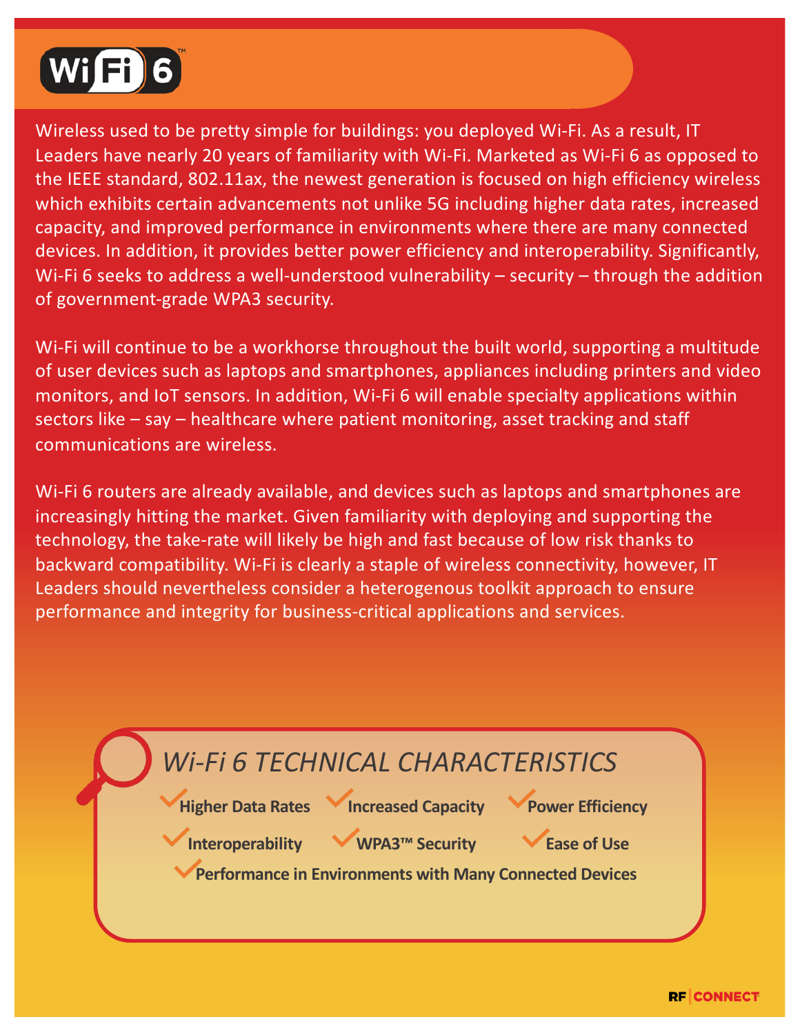# Wi-Fi 6

Wireless used to be pretty simple for buildings: you deployed Wi-Fi. As a result, IT Leaders have nearly 20 years of familiarity with Wi-Fi. Marketed as Wi-Fi 6 as opposed to the IEEE standard, 802.11ax, the newest generation is focused on high efficiency wireless which exhibits certain advancements not unlike 5G including higher data rates, increased capacity, and improved performance in environments where there are many connected devices. In addition, it provides better power efficiency and interoperability. Significantly, Wi-Fi 6 seeks to address a well-understood vulnerability – security – through the addition of government-grade WPA3 security.

Wi-Fi will continue to be a workhorse throughout the built world, supporting a multitude of user devices such as laptops and smartphones, appliances including printers and video monitors, and IoT sensors. In addition, Wi-Fi 6 will enable specialty applications within sectors like – say – healthcare where patient monitoring, asset tracking and staff communications are wireless.

Wi-Fi 6 routers are already available, and devices such as laptops and smartphones are increasingly hitting the market. Given familiarity with deploying and supporting the technology, the take-rate will likely be high and fast because of low risk thanks to backward compatibility. Wi-Fi is clearly a staple of wireless connectivity, however, IT Leaders should nevertheless consider a heterogenous toolkit approach to ensure performance and integrity for business-critical applications and services.

## *Wi-Fi 6 TECHNICAL CHARACTERISTICS*

- **Higher Data Rates**
- **Increased Capacity**
- **Power Efficiency**
- **Interoperability**
- **WPA3™ Security**
- **Ease of Use**
- **Performance in Environments with Many Connected Devices**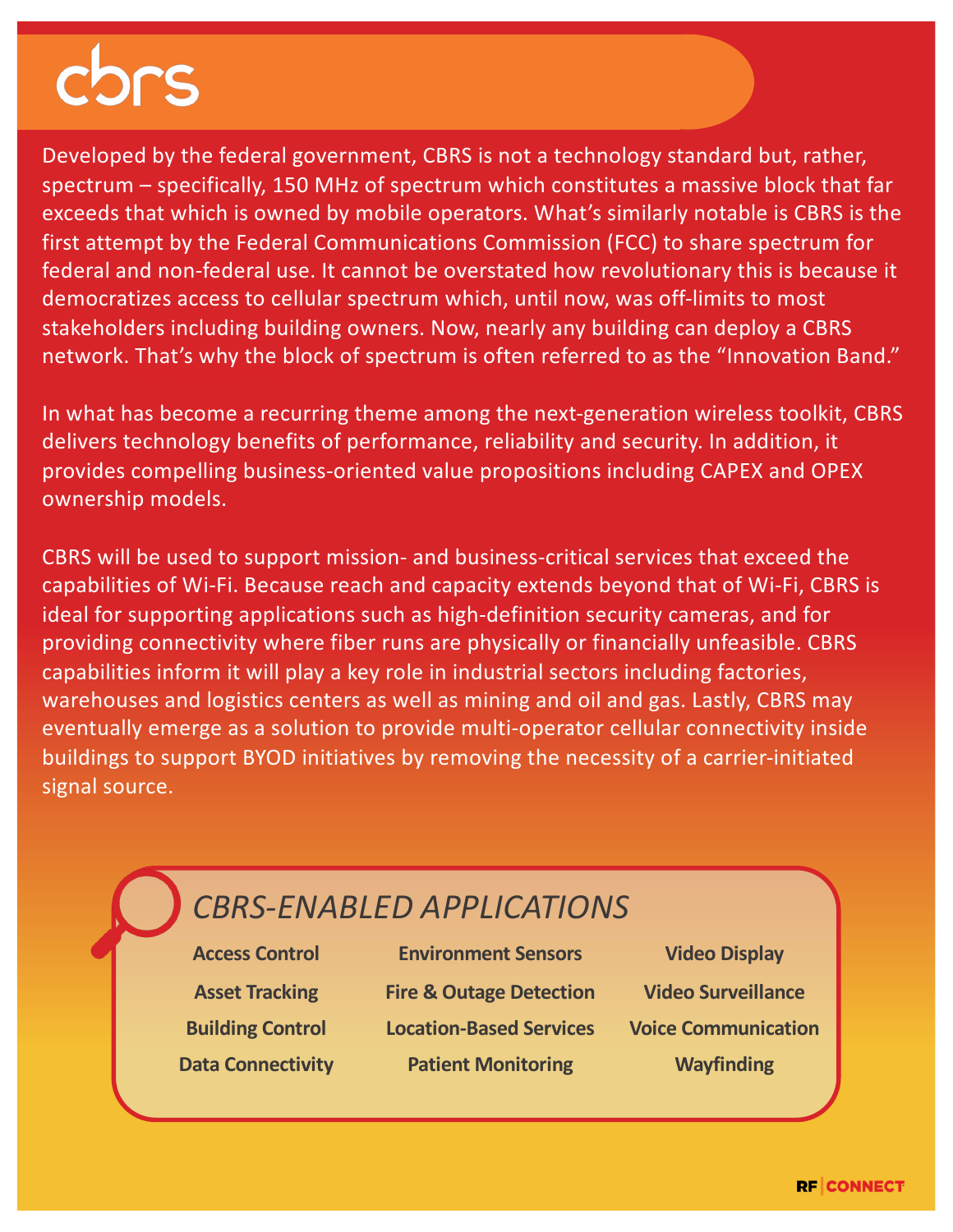# cbrs

Developed by the federal government, CBRS is not a technology standard but, rather, spectrum – specifically, 150 MHz of spectrum which constitutes a massive block that far exceeds that which is owned by mobile operators. What's similarly notable is CBRS is the first attempt by the Federal Communications Commission (FCC) to share spectrum for federal and non-federal use. It cannot be overstated how revolutionary this is because it democratizes access to cellular spectrum which, until now, was off-limits to most stakeholders including building owners. Now, nearly any building can deploy a CBRS network. That's why the block of spectrum is often referred to as the "Innovation Band."

In what has become a recurring theme among the next-generation wireless toolkit, CBRS delivers technology benefits of performance, reliability and security. In addition, it provides compelling business-oriented value propositions including CAPEX and OPEX ownership models.

CBRS will be used to support mission- and business-critical services that exceed the capabilities of Wi-Fi. Because reach and capacity extends beyond that of Wi-Fi, CBRS is ideal for supporting applications such as high-definition security cameras, and for providing connectivity where fiber runs are physically or financially unfeasible. CBRS capabilities inform it will play a key role in industrial sectors including factories, warehouses and logistics centers as well as mining and oil and gas. Lastly, CBRS may eventually emerge as a solution to provide multi-operator cellular connectivity inside buildings to support BYOD initiatives by removing the necessity of a carrier-initiated signal source.

## *CBRS-ENABLED APPLICATIONS*

- **Access Control**
- **Asset Tracking**
- **Building Control**
- **Data Connectivity**
- **Environment Sensors**
- **Fire & Outage Detection**
- **Location-Based Services**
- **Patient Monitoring**
- **Video Display**
- **Video Surveillance**
- **Voice Communication**
- **Wayfinding**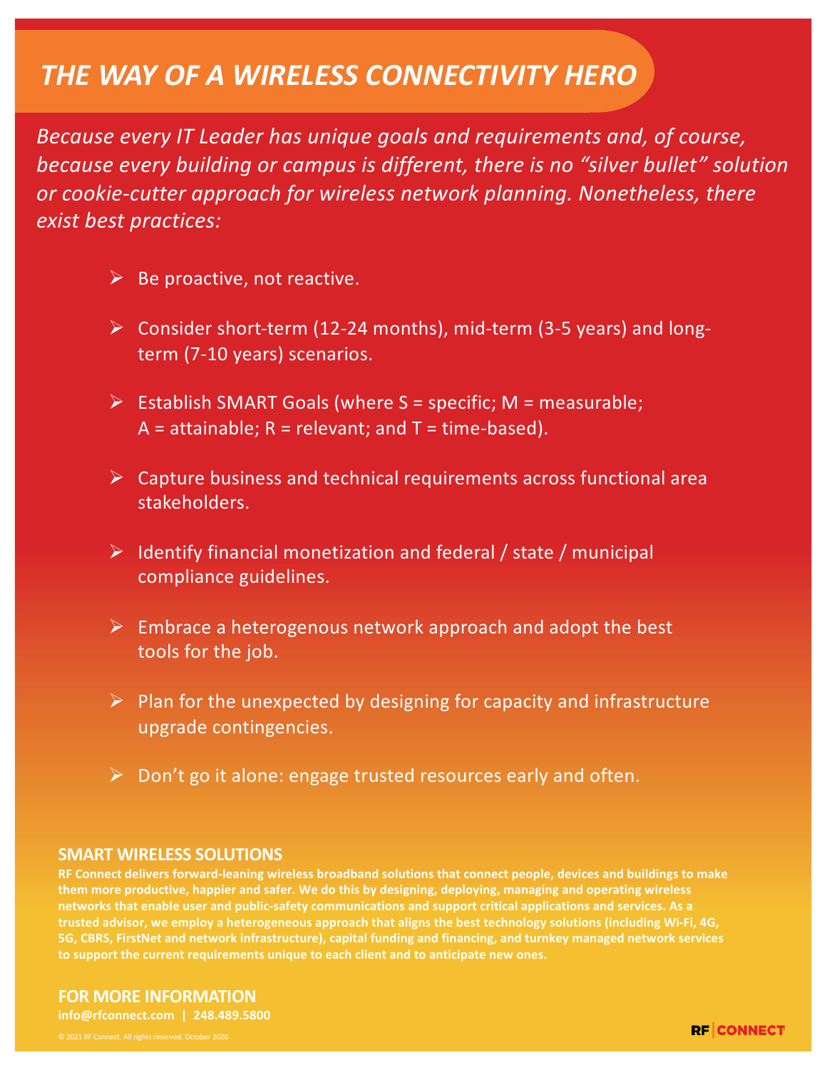# THE WAY OF A WIRELESS CONNECTIVITY HERO

*Because every IT Leader has unique goals and requirements and, of course, because every building or campus is different, there is no "silver bullet" solution or cookie-cutter approach for wireless network planning. Nonetheless, there exist best practices:*

- Be proactive, not reactive.
- Consider short-term (12-24 months), mid-term (3-5 years) and long-term (7-10 years) scenarios.
- Establish SMART Goals (where S = specific; M = measurable; A = attainable; R = relevant; and T = time-based).
- Capture business and technical requirements across functional area stakeholders.
- Identify financial monetization and federal / state / municipal compliance guidelines.
- Embrace a heterogenous network approach and adopt the best tools for the job.
- Plan for the unexpected by designing for capacity and infrastructure upgrade contingencies.
- Don't go it alone: engage trusted resources early and often.

## SMART WIRELESS SOLUTIONS

**RF Connect delivers forward-leaning wireless broadband solutions that connect people, devices and buildings to make them more productive, happier and safer. We do this by designing, deploying, managing and operating wireless networks that enable user and public-safety communications and support critical applications and services. As a trusted advisor, we employ a heterogeneous approach that aligns the best technology solutions (including Wi-Fi, 4G, 5G, CBRS, FirstNet and network infrastructure), capital funding and financing, and turnkey managed network services to support the current requirements unique to each client and to anticipate new ones.**

## FOR MORE INFORMATION

**info@rfconnect.com | 248.489.5800**

© 2021 RF Connect. All rights reserved. October 2020

RF | CONNECT